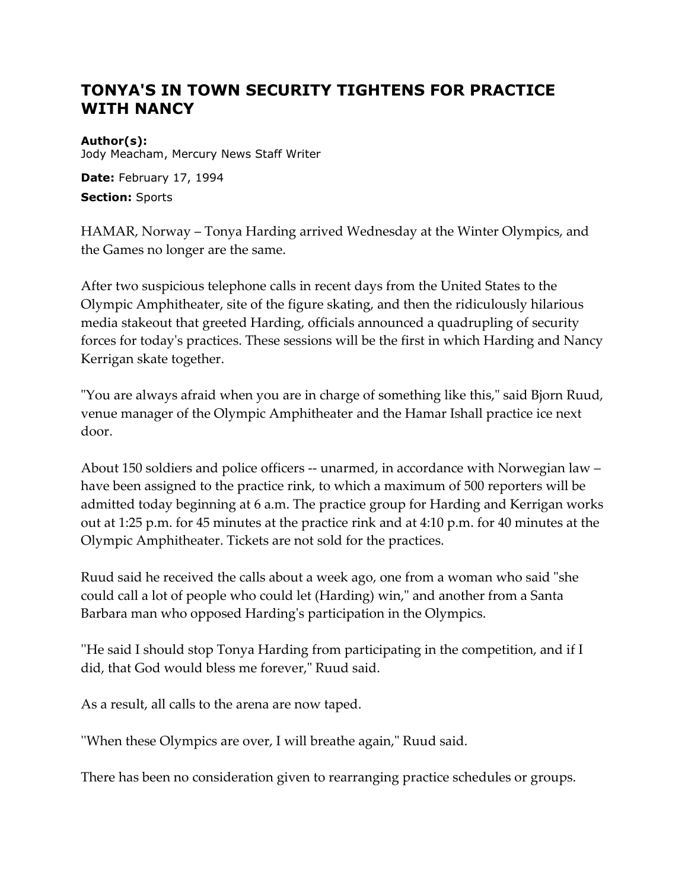# TONYA'S IN TOWN SECURITY TIGHTENS FOR PRACTICE WITH NANCY

**Author(s):**
Jody Meacham, Mercury News Staff Writer

**Date:** February 17, 1994

**Section:** Sports

HAMAR, Norway – Tonya Harding arrived Wednesday at the Winter Olympics, and the Games no longer are the same.

After two suspicious telephone calls in recent days from the United States to the Olympic Amphitheater, site of the figure skating, and then the ridiculously hilarious media stakeout that greeted Harding, officials announced a quadrupling of security forces for today's practices. These sessions will be the first in which Harding and Nancy Kerrigan skate together.

"You are always afraid when you are in charge of something like this," said Bjorn Ruud, venue manager of the Olympic Amphitheater and the Hamar Ishall practice ice next door.

About 150 soldiers and police officers -- unarmed, in accordance with Norwegian law – have been assigned to the practice rink, to which a maximum of 500 reporters will be admitted today beginning at 6 a.m. The practice group for Harding and Kerrigan works out at 1:25 p.m. for 45 minutes at the practice rink and at 4:10 p.m. for 40 minutes at the Olympic Amphitheater. Tickets are not sold for the practices.

Ruud said he received the calls about a week ago, one from a woman who said "she could call a lot of people who could let (Harding) win," and another from a Santa Barbara man who opposed Harding's participation in the Olympics.

"He said I should stop Tonya Harding from participating in the competition, and if I did, that God would bless me forever," Ruud said.

As a result, all calls to the arena are now taped.

"When these Olympics are over, I will breathe again," Ruud said.

There has been no consideration given to rearranging practice schedules or groups.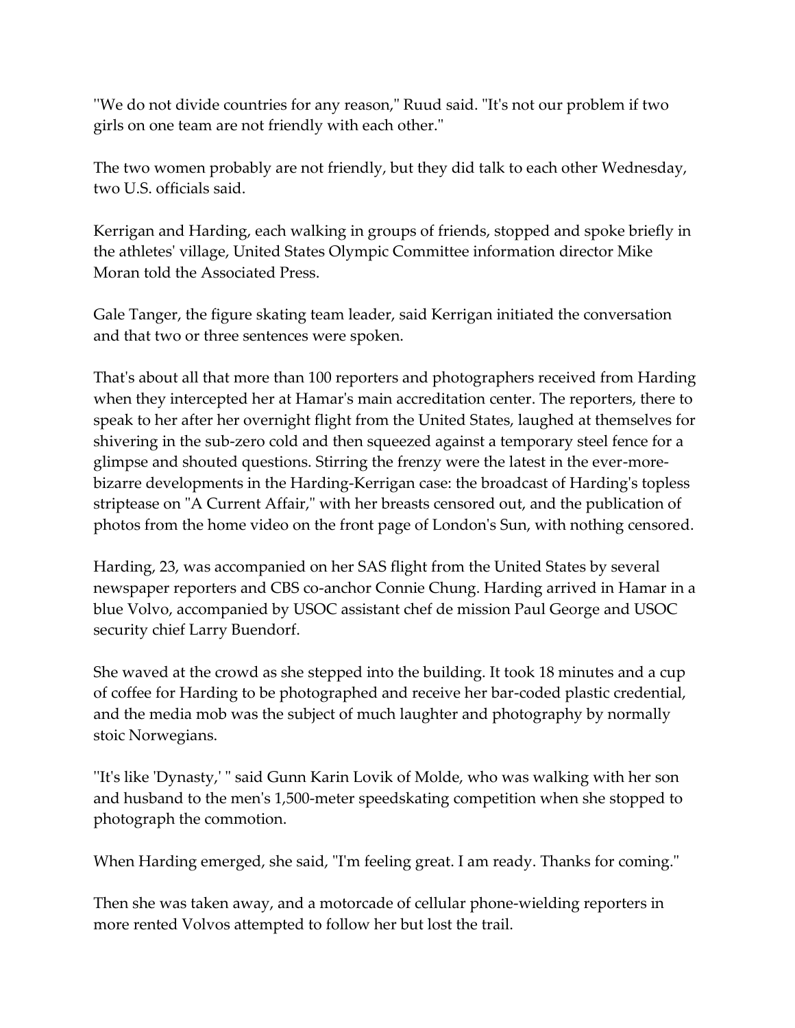"We do not divide countries for any reason," Ruud said. "It's not our problem if two girls on one team are not friendly with each other."

The two women probably are not friendly, but they did talk to each other Wednesday, two U.S. officials said.

Kerrigan and Harding, each walking in groups of friends, stopped and spoke briefly in the athletes' village, United States Olympic Committee information director Mike Moran told the Associated Press.

Gale Tanger, the figure skating team leader, said Kerrigan initiated the conversation and that two or three sentences were spoken.

That's about all that more than 100 reporters and photographers received from Harding when they intercepted her at Hamar's main accreditation center. The reporters, there to speak to her after her overnight flight from the United States, laughed at themselves for shivering in the sub-zero cold and then squeezed against a temporary steel fence for a glimpse and shouted questions. Stirring the frenzy were the latest in the ever-more-bizarre developments in the Harding-Kerrigan case: the broadcast of Harding's topless striptease on "A Current Affair," with her breasts censored out, and the publication of photos from the home video on the front page of London's Sun, with nothing censored.

Harding, 23, was accompanied on her SAS flight from the United States by several newspaper reporters and CBS co-anchor Connie Chung. Harding arrived in Hamar in a blue Volvo, accompanied by USOC assistant chef de mission Paul George and USOC security chief Larry Buendorf.

She waved at the crowd as she stepped into the building. It took 18 minutes and a cup of coffee for Harding to be photographed and receive her bar-coded plastic credential, and the media mob was the subject of much laughter and photography by normally stoic Norwegians.

"It's like 'Dynasty,' " said Gunn Karin Lovik of Molde, who was walking with her son and husband to the men's 1,500-meter speedskating competition when she stopped to photograph the commotion.

When Harding emerged, she said, "I'm feeling great. I am ready. Thanks for coming."

Then she was taken away, and a motorcade of cellular phone-wielding reporters in more rented Volvos attempted to follow her but lost the trail.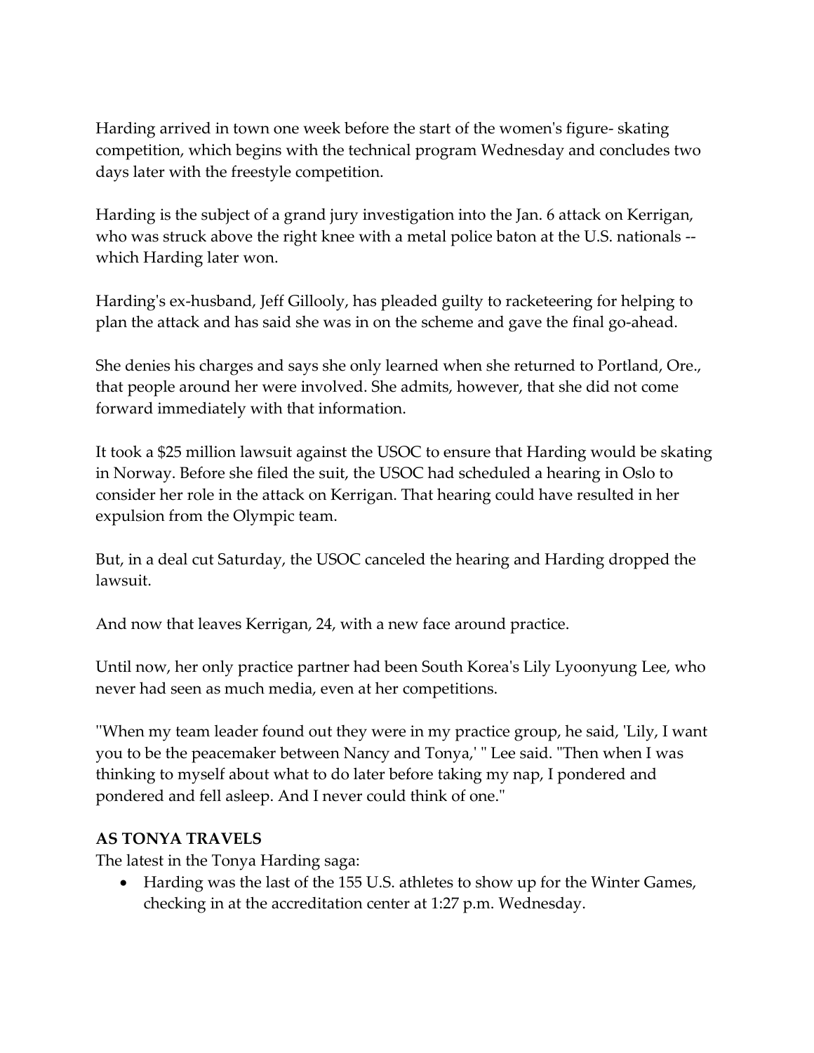Harding arrived in town one week before the start of the women's figure- skating competition, which begins with the technical program Wednesday and concludes two days later with the freestyle competition.

Harding is the subject of a grand jury investigation into the Jan. 6 attack on Kerrigan, who was struck above the right knee with a metal police baton at the U.S. nationals -- which Harding later won.

Harding's ex-husband, Jeff Gillooly, has pleaded guilty to racketeering for helping to plan the attack and has said she was in on the scheme and gave the final go-ahead.

She denies his charges and says she only learned when she returned to Portland, Ore., that people around her were involved. She admits, however, that she did not come forward immediately with that information.

It took a $25 million lawsuit against the USOC to ensure that Harding would be skating in Norway. Before she filed the suit, the USOC had scheduled a hearing in Oslo to consider her role in the attack on Kerrigan. That hearing could have resulted in her expulsion from the Olympic team.

But, in a deal cut Saturday, the USOC canceled the hearing and Harding dropped the lawsuit.

And now that leaves Kerrigan, 24, with a new face around practice.

Until now, her only practice partner had been South Korea's Lily Lyoonyung Lee, who never had seen as much media, even at her competitions.

''When my team leader found out they were in my practice group, he said, 'Lily, I want you to be the peacemaker between Nancy and Tonya,' '' Lee said. ''Then when I was thinking to myself about what to do later before taking my nap, I pondered and pondered and fell asleep. And I never could think of one.''

**AS TONYA TRAVELS**

The latest in the Tonya Harding saga:

- Harding was the last of the 155 U.S. athletes to show up for the Winter Games, checking in at the accreditation center at 1:27 p.m. Wednesday.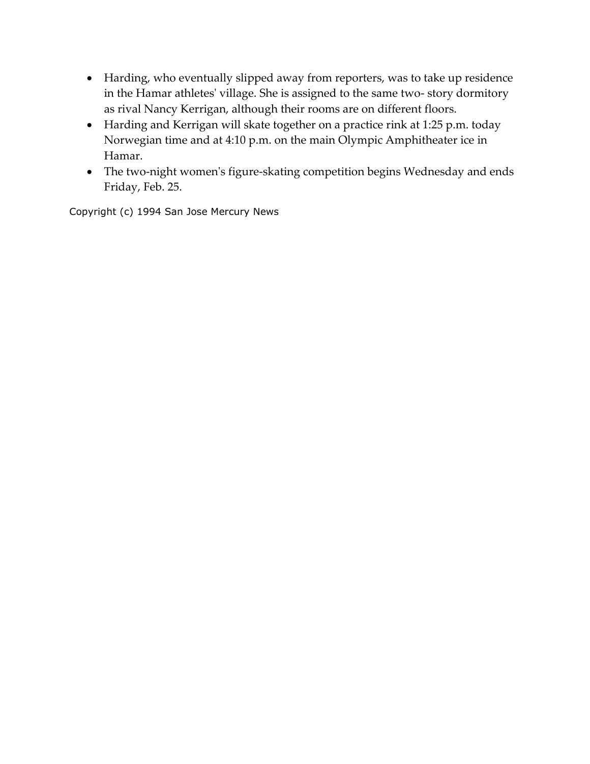- Harding, who eventually slipped away from reporters, was to take up residence in the Hamar athletes' village. She is assigned to the same two- story dormitory as rival Nancy Kerrigan, although their rooms are on different floors.
- Harding and Kerrigan will skate together on a practice rink at 1:25 p.m. today Norwegian time and at 4:10 p.m. on the main Olympic Amphitheater ice in Hamar.
- The two-night women's figure-skating competition begins Wednesday and ends Friday, Feb. 25.

Copyright (c) 1994 San Jose Mercury News